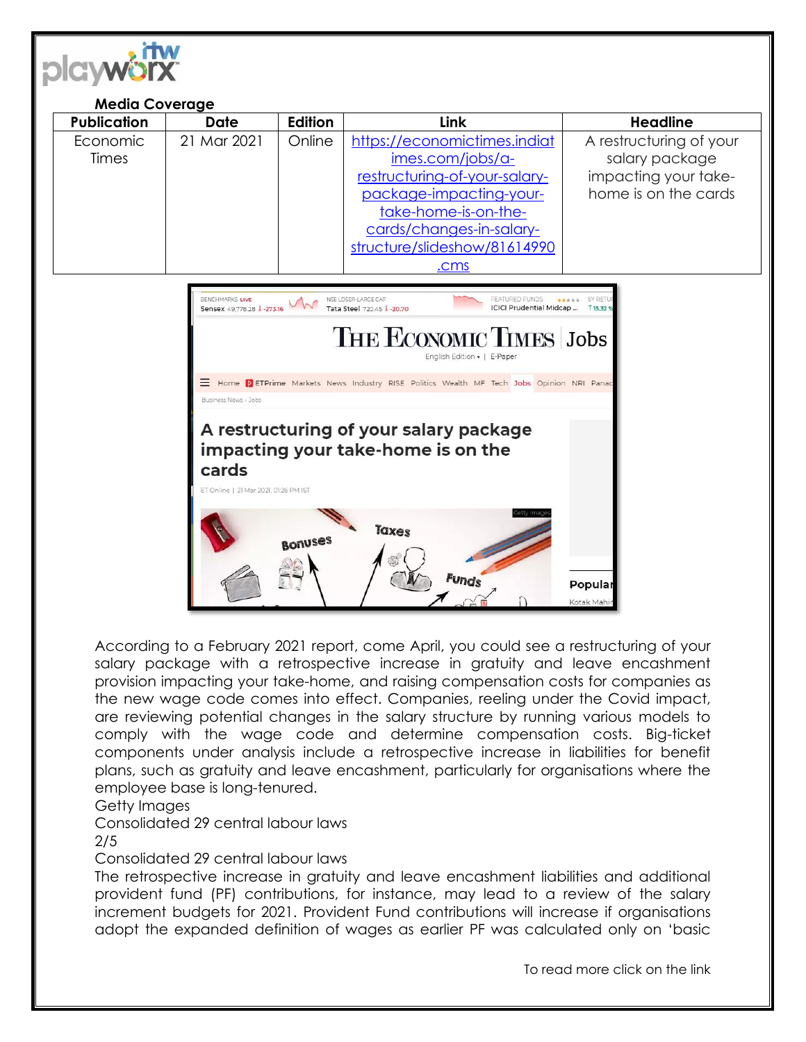**Media Coverage**

| Publication | Date | Edition | Link | Headline |
|---|---|---|---|---|
| Economic Times | 21 Mar 2021 | Online | https://economictimes.indiatimes.com/jobs/a-restructuring-of-your-salary-package-impacting-your-take-home-is-on-the-cards/changes-in-salary-structure/slideshow/81614990.cms | A restructuring of your salary package impacting your take-home is on the cards |

According to a February 2021 report, come April, you could see a restructuring of your salary package with a retrospective increase in gratuity and leave encashment provision impacting your take-home, and raising compensation costs for companies as the new wage code comes into effect. Companies, reeling under the Covid impact, are reviewing potential changes in the salary structure by running various models to comply with the wage code and determine compensation costs. Big-ticket components under analysis include a retrospective increase in liabilities for benefit plans, such as gratuity and leave encashment, particularly for organisations where the employee base is long-tenured.

Getty Images

Consolidated 29 central labour laws

2/5

Consolidated 29 central labour laws

The retrospective increase in gratuity and leave encashment liabilities and additional provident fund (PF) contributions, for instance, may lead to a review of the salary increment budgets for 2021. Provident Fund contributions will increase if organisations adopt the expanded definition of wages as earlier PF was calculated only on 'basic

To read more click on the link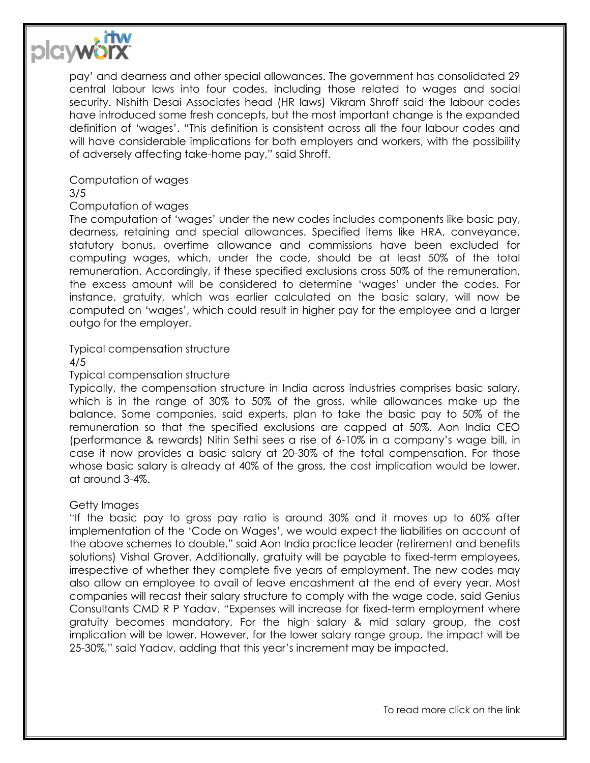pay' and dearness and other special allowances. The government has consolidated 29 central labour laws into four codes, including those related to wages and social security. Nishith Desai Associates head (HR laws) Vikram Shroff said the labour codes have introduced some fresh concepts, but the most important change is the expanded definition of 'wages'. "This definition is consistent across all the four labour codes and will have considerable implications for both employers and workers, with the possibility of adversely affecting take-home pay," said Shroff.

Computation of wages

3/5

Computation of wages

The computation of 'wages' under the new codes includes components like basic pay, dearness, retaining and special allowances. Specified items like HRA, conveyance, statutory bonus, overtime allowance and commissions have been excluded for computing wages, which, under the code, should be at least 50% of the total remuneration. Accordingly, if these specified exclusions cross 50% of the remuneration, the excess amount will be considered to determine 'wages' under the codes. For instance, gratuity, which was earlier calculated on the basic salary, will now be computed on 'wages', which could result in higher pay for the employee and a larger outgo for the employer.

Typical compensation structure

4/5

Typical compensation structure

Typically, the compensation structure in India across industries comprises basic salary, which is in the range of 30% to 50% of the gross, while allowances make up the balance. Some companies, said experts, plan to take the basic pay to 50% of the remuneration so that the specified exclusions are capped at 50%. Aon India CEO (performance & rewards) Nitin Sethi sees a rise of 6-10% in a company's wage bill, in case it now provides a basic salary at 20-30% of the total compensation. For those whose basic salary is already at 40% of the gross, the cost implication would be lower, at around 3-4%.

Getty Images

"If the basic pay to gross pay ratio is around 30% and it moves up to 60% after implementation of the 'Code on Wages', we would expect the liabilities on account of the above schemes to double," said Aon India practice leader (retirement and benefits solutions) Vishal Grover. Additionally, gratuity will be payable to fixed-term employees, irrespective of whether they complete five years of employment. The new codes may also allow an employee to avail of leave encashment at the end of every year. Most companies will recast their salary structure to comply with the wage code, said Genius Consultants CMD R P Yadav. "Expenses will increase for fixed-term employment where gratuity becomes mandatory. For the high salary & mid salary group, the cost implication will be lower. However, for the lower salary range group, the impact will be 25-30%," said Yadav, adding that this year's increment may be impacted.

To read more click on the link